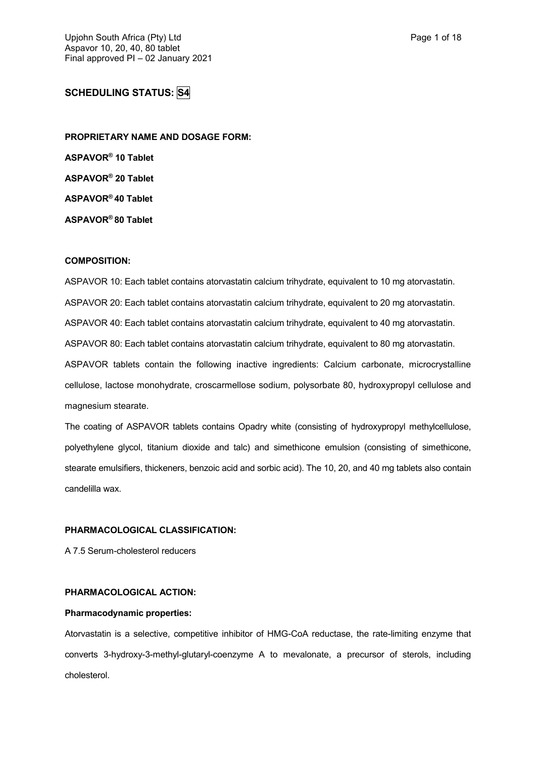## SCHEDULING STATUS: S4

**PROPRIETARY NAME AND DOSAGE FORM:**

**ASPAVOR® 10 Tablet**

**ASPAVOR® 20 Tablet**

**ASPAVOR® 40 Tablet**

**ASPAVOR® 80 Tablet**

**COMPOSITION:**

ASPAVOR 10: Each tablet contains atorvastatin calcium trihydrate, equivalent to 10 mg atorvastatin.

ASPAVOR 20: Each tablet contains atorvastatin calcium trihydrate, equivalent to 20 mg atorvastatin.

ASPAVOR 40: Each tablet contains atorvastatin calcium trihydrate, equivalent to 40 mg atorvastatin.

ASPAVOR 80: Each tablet contains atorvastatin calcium trihydrate, equivalent to 80 mg atorvastatin.

ASPAVOR tablets contain the following inactive ingredients: Calcium carbonate, microcrystalline cellulose, lactose monohydrate, croscarmellose sodium, polysorbate 80, hydroxypropyl cellulose and magnesium stearate.

The coating of ASPAVOR tablets contains Opadry white (consisting of hydroxypropyl methylcellulose, polyethylene glycol, titanium dioxide and talc) and simethicone emulsion (consisting of simethicone, stearate emulsifiers, thickeners, benzoic acid and sorbic acid). The 10, 20, and 40 mg tablets also contain candelilla wax.

**PHARMACOLOGICAL CLASSIFICATION:**

A 7.5 Serum-cholesterol reducers

**PHARMACOLOGICAL ACTION:**

**Pharmacodynamic properties:**

Atorvastatin is a selective, competitive inhibitor of HMG-CoA reductase, the rate-limiting enzyme that converts 3-hydroxy-3-methyl-glutaryl-coenzyme A to mevalonate, a precursor of sterols, including cholesterol.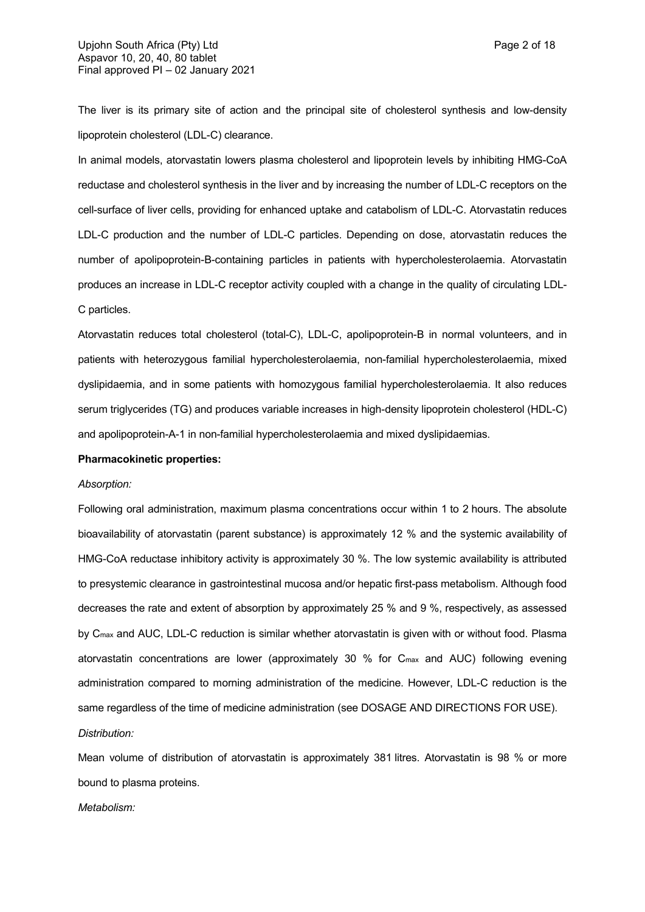The liver is its primary site of action and the principal site of cholesterol synthesis and low-density lipoprotein cholesterol (LDL-C) clearance.

In animal models, atorvastatin lowers plasma cholesterol and lipoprotein levels by inhibiting HMG-CoA reductase and cholesterol synthesis in the liver and by increasing the number of LDL-C receptors on the cell-surface of liver cells, providing for enhanced uptake and catabolism of LDL-C. Atorvastatin reduces LDL-C production and the number of LDL-C particles. Depending on dose, atorvastatin reduces the number of apolipoprotein-B-containing particles in patients with hypercholesterolaemia. Atorvastatin produces an increase in LDL-C receptor activity coupled with a change in the quality of circulating LDL-C particles.

Atorvastatin reduces total cholesterol (total-C), LDL-C, apolipoprotein-B in normal volunteers, and in patients with heterozygous familial hypercholesterolaemia, non-familial hypercholesterolaemia, mixed dyslipidaemia, and in some patients with homozygous familial hypercholesterolaemia. It also reduces serum triglycerides (TG) and produces variable increases in high-density lipoprotein cholesterol (HDL-C) and apolipoprotein-A-1 in non-familial hypercholesterolaemia and mixed dyslipidaemias.

**Pharmacokinetic properties:**

*Absorption:*

Following oral administration, maximum plasma concentrations occur within 1 to 2 hours. The absolute bioavailability of atorvastatin (parent substance) is approximately 12 % and the systemic availability of HMG-CoA reductase inhibitory activity is approximately 30 %. The low systemic availability is attributed to presystemic clearance in gastrointestinal mucosa and/or hepatic first-pass metabolism. Although food decreases the rate and extent of absorption by approximately 25 % and 9 %, respectively, as assessed by $C_{max}$ and AUC, LDL-C reduction is similar whether atorvastatin is given with or without food. Plasma atorvastatin concentrations are lower (approximately 30 % for $C_{max}$ and AUC) following evening administration compared to morning administration of the medicine. However, LDL-C reduction is the same regardless of the time of medicine administration (see DOSAGE AND DIRECTIONS FOR USE).

*Distribution:*

Mean volume of distribution of atorvastatin is approximately 381 litres. Atorvastatin is 98 % or more bound to plasma proteins.

*Metabolism:*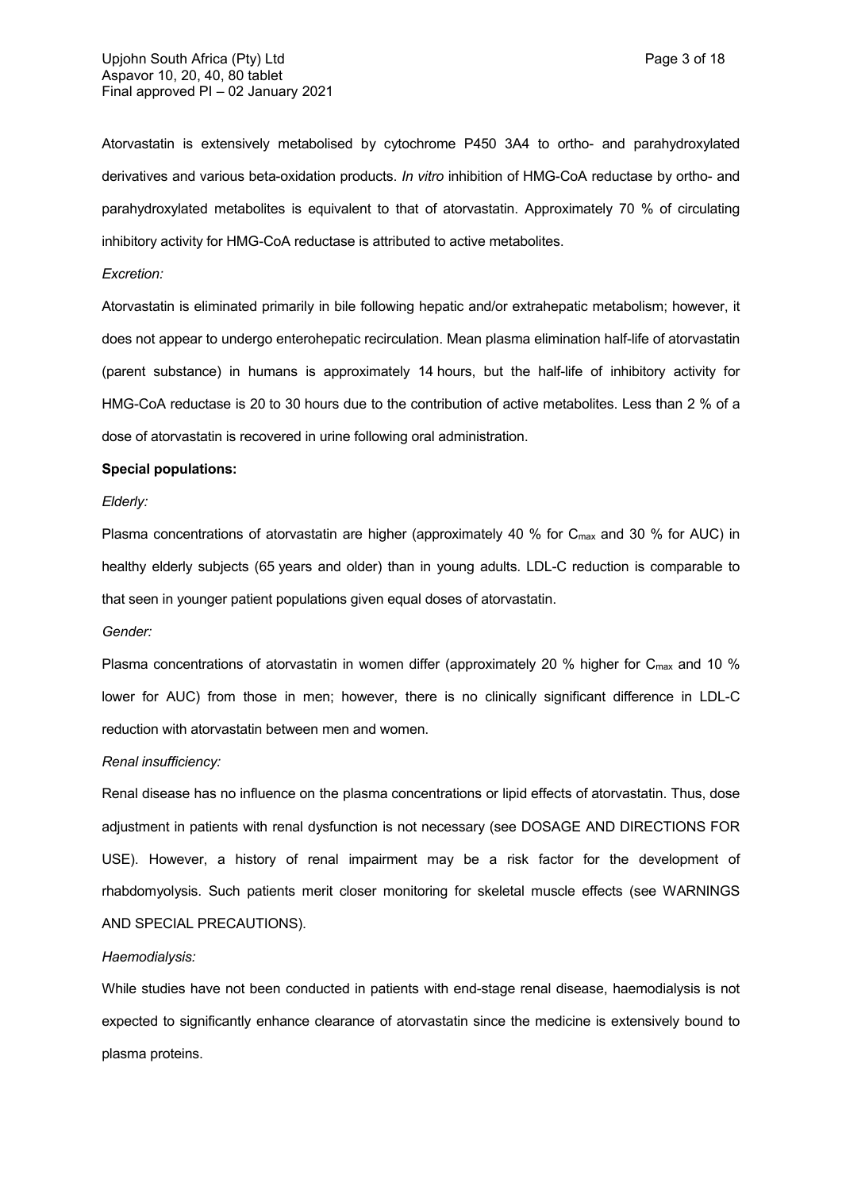Atorvastatin is extensively metabolised by cytochrome P450 3A4 to ortho- and parahydroxylated derivatives and various beta-oxidation products. *In vitro* inhibition of HMG-CoA reductase by ortho- and parahydroxylated metabolites is equivalent to that of atorvastatin. Approximately 70 % of circulating inhibitory activity for HMG-CoA reductase is attributed to active metabolites.

*Excretion:*

Atorvastatin is eliminated primarily in bile following hepatic and/or extrahepatic metabolism; however, it does not appear to undergo enterohepatic recirculation. Mean plasma elimination half-life of atorvastatin (parent substance) in humans is approximately 14 hours, but the half-life of inhibitory activity for HMG-CoA reductase is 20 to 30 hours due to the contribution of active metabolites. Less than 2 % of a dose of atorvastatin is recovered in urine following oral administration.

**Special populations:**

*Elderly:*

Plasma concentrations of atorvastatin are higher (approximately 40 % for $C_{max}$ and 30 % for AUC) in healthy elderly subjects (65 years and older) than in young adults. LDL-C reduction is comparable to that seen in younger patient populations given equal doses of atorvastatin.

*Gender:*

Plasma concentrations of atorvastatin in women differ (approximately 20 % higher for $C_{max}$ and 10 % lower for AUC) from those in men; however, there is no clinically significant difference in LDL-C reduction with atorvastatin between men and women.

*Renal insufficiency:*

Renal disease has no influence on the plasma concentrations or lipid effects of atorvastatin. Thus, dose adjustment in patients with renal dysfunction is not necessary (see DOSAGE AND DIRECTIONS FOR USE). However, a history of renal impairment may be a risk factor for the development of rhabdomyolysis. Such patients merit closer monitoring for skeletal muscle effects (see WARNINGS AND SPECIAL PRECAUTIONS).

*Haemodialysis:*

While studies have not been conducted in patients with end-stage renal disease, haemodialysis is not expected to significantly enhance clearance of atorvastatin since the medicine is extensively bound to plasma proteins.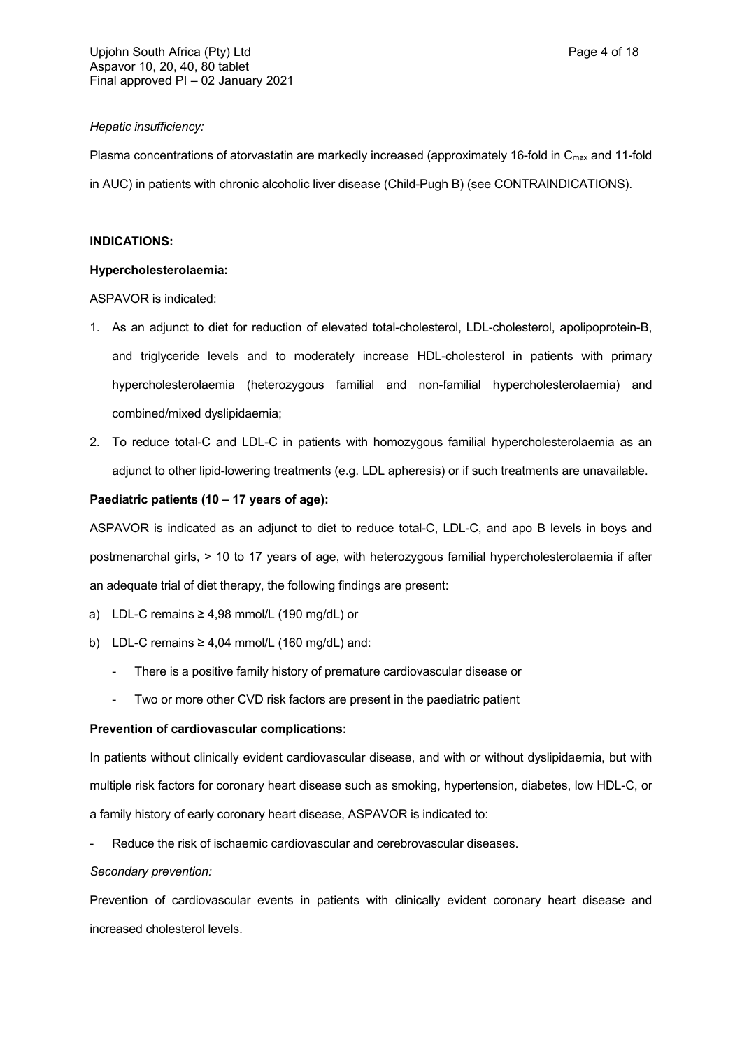*Hepatic insufficiency:*

Plasma concentrations of atorvastatin are markedly increased (approximately 16-fold in $C_{max}$ and 11-fold in AUC) in patients with chronic alcoholic liver disease (Child-Pugh B) (see CONTRAINDICATIONS).

**INDICATIONS:**

**Hypercholesterolaemia:**

ASPAVOR is indicated:

1. As an adjunct to diet for reduction of elevated total-cholesterol, LDL-cholesterol, apolipoprotein-B, and triglyceride levels and to moderately increase HDL-cholesterol in patients with primary hypercholesterolaemia (heterozygous familial and non-familial hypercholesterolaemia) and combined/mixed dyslipidaemia;
2. To reduce total-C and LDL-C in patients with homozygous familial hypercholesterolaemia as an adjunct to other lipid-lowering treatments (e.g. LDL apheresis) or if such treatments are unavailable.

**Paediatric patients (10 – 17 years of age):**

ASPAVOR is indicated as an adjunct to diet to reduce total-C, LDL-C, and apo B levels in boys and postmenarchal girls, > 10 to 17 years of age, with heterozygous familial hypercholesterolaemia if after an adequate trial of diet therapy, the following findings are present:

a) LDL-C remains ≥ 4,98 mmol/L (190 mg/dL) or
b) LDL-C remains ≥ 4,04 mmol/L (160 mg/dL) and:
    - There is a positive family history of premature cardiovascular disease or
    - Two or more other CVD risk factors are present in the paediatric patient

**Prevention of cardiovascular complications:**

In patients without clinically evident cardiovascular disease, and with or without dyslipidaemia, but with multiple risk factors for coronary heart disease such as smoking, hypertension, diabetes, low HDL-C, or a family history of early coronary heart disease, ASPAVOR is indicated to:

- Reduce the risk of ischaemic cardiovascular and cerebrovascular diseases.

*Secondary prevention:*

Prevention of cardiovascular events in patients with clinically evident coronary heart disease and increased cholesterol levels.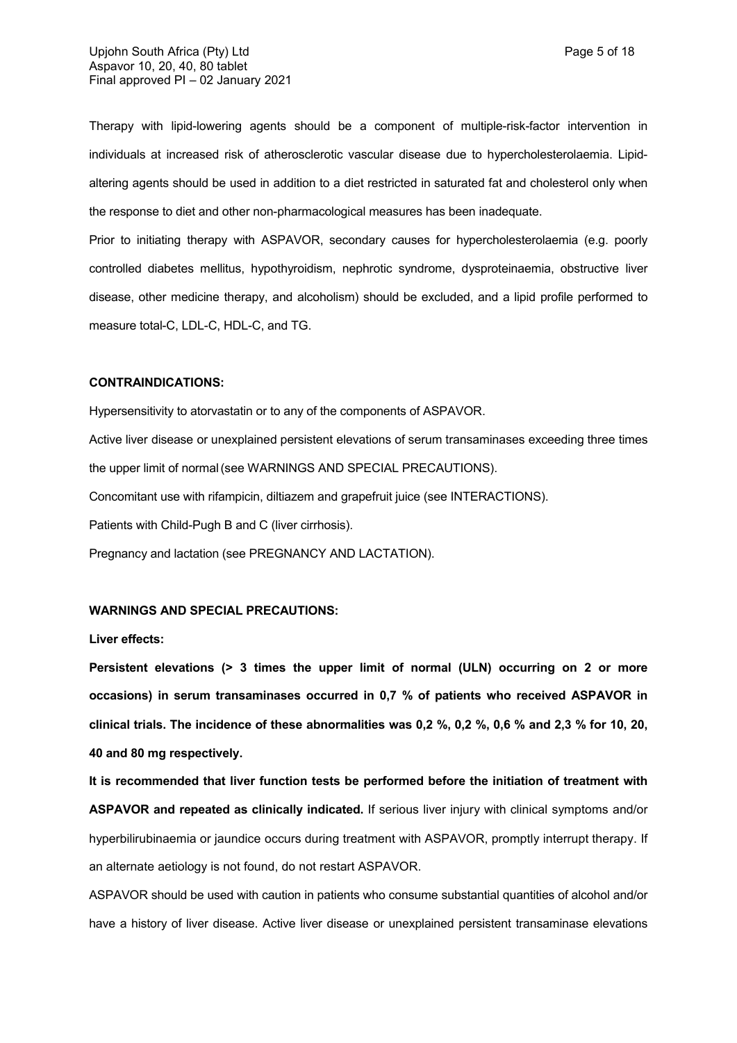Therapy with lipid-lowering agents should be a component of multiple-risk-factor intervention in individuals at increased risk of atherosclerotic vascular disease due to hypercholesterolaemia. Lipid-altering agents should be used in addition to a diet restricted in saturated fat and cholesterol only when the response to diet and other non-pharmacological measures has been inadequate.

Prior to initiating therapy with ASPAVOR, secondary causes for hypercholesterolaemia (e.g. poorly controlled diabetes mellitus, hypothyroidism, nephrotic syndrome, dysproteinaemia, obstructive liver disease, other medicine therapy, and alcoholism) should be excluded, and a lipid profile performed to measure total-C, LDL-C, HDL-C, and TG.

**CONTRAINDICATIONS:**

Hypersensitivity to atorvastatin or to any of the components of ASPAVOR.

Active liver disease or unexplained persistent elevations of serum transaminases exceeding three times the upper limit of normal (see WARNINGS AND SPECIAL PRECAUTIONS).

Concomitant use with rifampicin, diltiazem and grapefruit juice (see INTERACTIONS).

Patients with Child-Pugh B and C (liver cirrhosis).

Pregnancy and lactation (see PREGNANCY AND LACTATION).

**WARNINGS AND SPECIAL PRECAUTIONS:**

**Liver effects:**

**Persistent elevations (> 3 times the upper limit of normal (ULN) occurring on 2 or more occasions) in serum transaminases occurred in 0,7 % of patients who received ASPAVOR in clinical trials. The incidence of these abnormalities was 0,2 %, 0,2 %, 0,6 % and 2,3 % for 10, 20, 40 and 80 mg respectively.**

**It is recommended that liver function tests be performed before the initiation of treatment with ASPAVOR and repeated as clinically indicated.** If serious liver injury with clinical symptoms and/or hyperbilirubinaemia or jaundice occurs during treatment with ASPAVOR, promptly interrupt therapy. If an alternate aetiology is not found, do not restart ASPAVOR.

ASPAVOR should be used with caution in patients who consume substantial quantities of alcohol and/or have a history of liver disease. Active liver disease or unexplained persistent transaminase elevations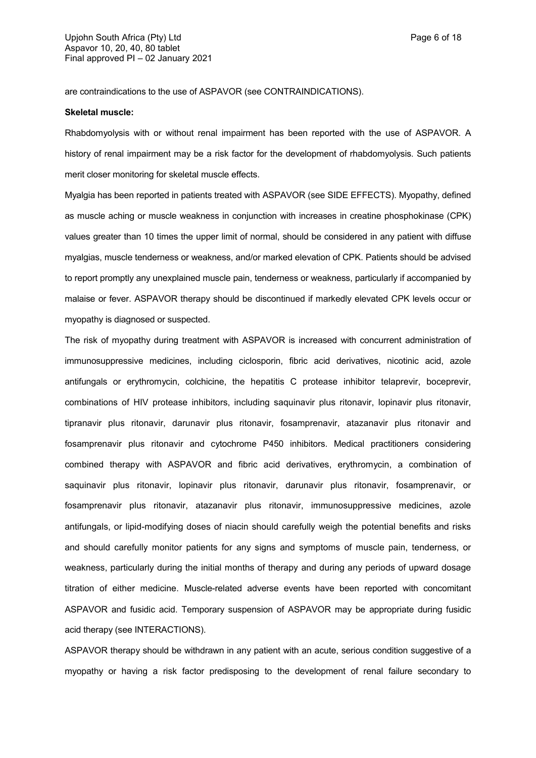are contraindications to the use of ASPAVOR (see CONTRAINDICATIONS).

**Skeletal muscle:**

Rhabdomyolysis with or without renal impairment has been reported with the use of ASPAVOR. A history of renal impairment may be a risk factor for the development of rhabdomyolysis. Such patients merit closer monitoring for skeletal muscle effects.

Myalgia has been reported in patients treated with ASPAVOR (see SIDE EFFECTS). Myopathy, defined as muscle aching or muscle weakness in conjunction with increases in creatine phosphokinase (CPK) values greater than 10 times the upper limit of normal, should be considered in any patient with diffuse myalgias, muscle tenderness or weakness, and/or marked elevation of CPK. Patients should be advised to report promptly any unexplained muscle pain, tenderness or weakness, particularly if accompanied by malaise or fever. ASPAVOR therapy should be discontinued if markedly elevated CPK levels occur or myopathy is diagnosed or suspected.

The risk of myopathy during treatment with ASPAVOR is increased with concurrent administration of immunosuppressive medicines, including ciclosporin, fibric acid derivatives, nicotinic acid, azole antifungals or erythromycin, colchicine, the hepatitis C protease inhibitor telaprevir, boceprevir, combinations of HIV protease inhibitors, including saquinavir plus ritonavir, lopinavir plus ritonavir, tipranavir plus ritonavir, darunavir plus ritonavir, fosamprenavir, atazanavir plus ritonavir and fosamprenavir plus ritonavir and cytochrome P450 inhibitors. Medical practitioners considering combined therapy with ASPAVOR and fibric acid derivatives, erythromycin, a combination of saquinavir plus ritonavir, lopinavir plus ritonavir, darunavir plus ritonavir, fosamprenavir, or fosamprenavir plus ritonavir, atazanavir plus ritonavir, immunosuppressive medicines, azole antifungals, or lipid-modifying doses of niacin should carefully weigh the potential benefits and risks and should carefully monitor patients for any signs and symptoms of muscle pain, tenderness, or weakness, particularly during the initial months of therapy and during any periods of upward dosage titration of either medicine. Muscle-related adverse events have been reported with concomitant ASPAVOR and fusidic acid. Temporary suspension of ASPAVOR may be appropriate during fusidic acid therapy (see INTERACTIONS).

ASPAVOR therapy should be withdrawn in any patient with an acute, serious condition suggestive of a myopathy or having a risk factor predisposing to the development of renal failure secondary to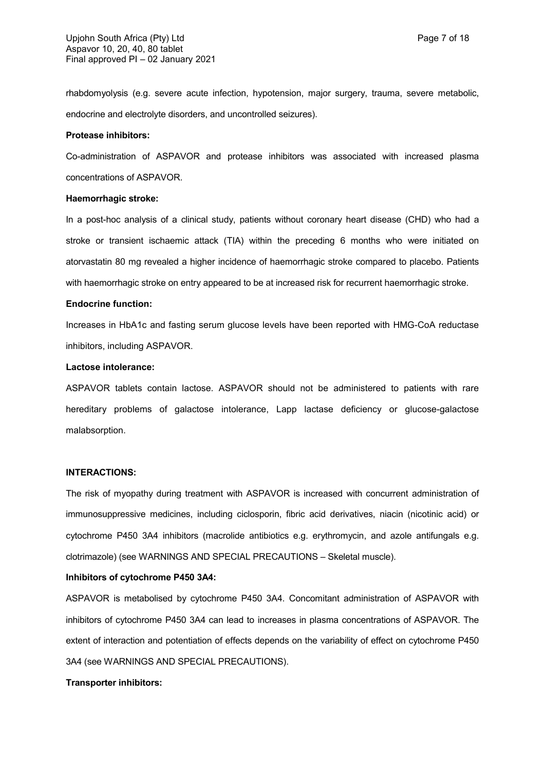rhabdomyolysis (e.g. severe acute infection, hypotension, major surgery, trauma, severe metabolic, endocrine and electrolyte disorders, and uncontrolled seizures).

**Protease inhibitors:**

Co-administration of ASPAVOR and protease inhibitors was associated with increased plasma concentrations of ASPAVOR.

**Haemorrhagic stroke:**

In a post-hoc analysis of a clinical study, patients without coronary heart disease (CHD) who had a stroke or transient ischaemic attack (TIA) within the preceding 6 months who were initiated on atorvastatin 80 mg revealed a higher incidence of haemorrhagic stroke compared to placebo. Patients with haemorrhagic stroke on entry appeared to be at increased risk for recurrent haemorrhagic stroke.

**Endocrine function:**

Increases in HbA1c and fasting serum glucose levels have been reported with HMG-CoA reductase inhibitors, including ASPAVOR.

**Lactose intolerance:**

ASPAVOR tablets contain lactose. ASPAVOR should not be administered to patients with rare hereditary problems of galactose intolerance, Lapp lactase deficiency or glucose-galactose malabsorption.

**INTERACTIONS:**

The risk of myopathy during treatment with ASPAVOR is increased with concurrent administration of immunosuppressive medicines, including ciclosporin, fibric acid derivatives, niacin (nicotinic acid) or cytochrome P450 3A4 inhibitors (macrolide antibiotics e.g. erythromycin, and azole antifungals e.g. clotrimazole) (see WARNINGS AND SPECIAL PRECAUTIONS – Skeletal muscle).

**Inhibitors of cytochrome P450 3A4:**

ASPAVOR is metabolised by cytochrome P450 3A4. Concomitant administration of ASPAVOR with inhibitors of cytochrome P450 3A4 can lead to increases in plasma concentrations of ASPAVOR. The extent of interaction and potentiation of effects depends on the variability of effect on cytochrome P450 3A4 (see WARNINGS AND SPECIAL PRECAUTIONS).

**Transporter inhibitors:**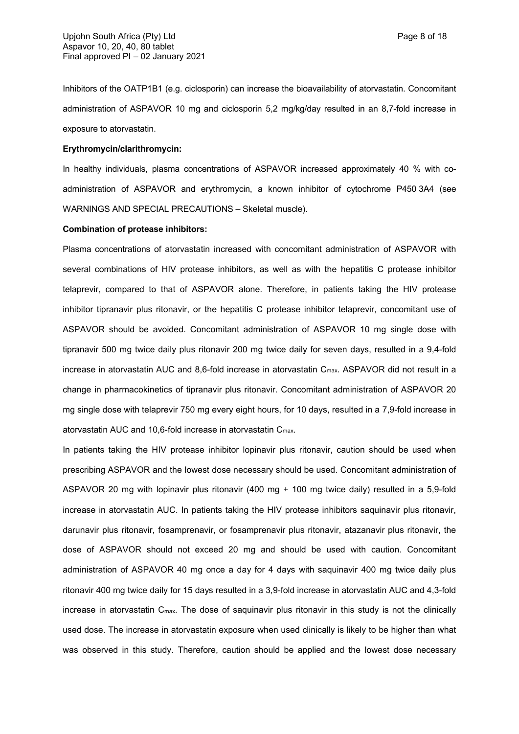Inhibitors of the OATP1B1 (e.g. ciclosporin) can increase the bioavailability of atorvastatin. Concomitant administration of ASPAVOR 10 mg and ciclosporin 5,2 mg/kg/day resulted in an 8,7-fold increase in exposure to atorvastatin.

**Erythromycin/clarithromycin:**

In healthy individuals, plasma concentrations of ASPAVOR increased approximately 40 % with co-administration of ASPAVOR and erythromycin, a known inhibitor of cytochrome P450 3A4 (see WARNINGS AND SPECIAL PRECAUTIONS – Skeletal muscle).

**Combination of protease inhibitors:**

Plasma concentrations of atorvastatin increased with concomitant administration of ASPAVOR with several combinations of HIV protease inhibitors, as well as with the hepatitis C protease inhibitor telaprevir, compared to that of ASPAVOR alone. Therefore, in patients taking the HIV protease inhibitor tipranavir plus ritonavir, or the hepatitis C protease inhibitor telaprevir, concomitant use of ASPAVOR should be avoided. Concomitant administration of ASPAVOR 10 mg single dose with tipranavir 500 mg twice daily plus ritonavir 200 mg twice daily for seven days, resulted in a 9,4-fold increase in atorvastatin AUC and 8,6-fold increase in atorvastatin $C_{max}$. ASPAVOR did not result in a change in pharmacokinetics of tipranavir plus ritonavir. Concomitant administration of ASPAVOR 20 mg single dose with telaprevir 750 mg every eight hours, for 10 days, resulted in a 7,9-fold increase in atorvastatin AUC and 10,6-fold increase in atorvastatin $C_{max}$.

In patients taking the HIV protease inhibitor lopinavir plus ritonavir, caution should be used when prescribing ASPAVOR and the lowest dose necessary should be used. Concomitant administration of ASPAVOR 20 mg with lopinavir plus ritonavir (400 mg + 100 mg twice daily) resulted in a 5,9-fold increase in atorvastatin AUC. In patients taking the HIV protease inhibitors saquinavir plus ritonavir, darunavir plus ritonavir, fosamprenavir, or fosamprenavir plus ritonavir, atazanavir plus ritonavir, the dose of ASPAVOR should not exceed 20 mg and should be used with caution. Concomitant administration of ASPAVOR 40 mg once a day for 4 days with saquinavir 400 mg twice daily plus ritonavir 400 mg twice daily for 15 days resulted in a 3,9-fold increase in atorvastatin AUC and 4,3-fold increase in atorvastatin $C_{max}$. The dose of saquinavir plus ritonavir in this study is not the clinically used dose. The increase in atorvastatin exposure when used clinically is likely to be higher than what was observed in this study. Therefore, caution should be applied and the lowest dose necessary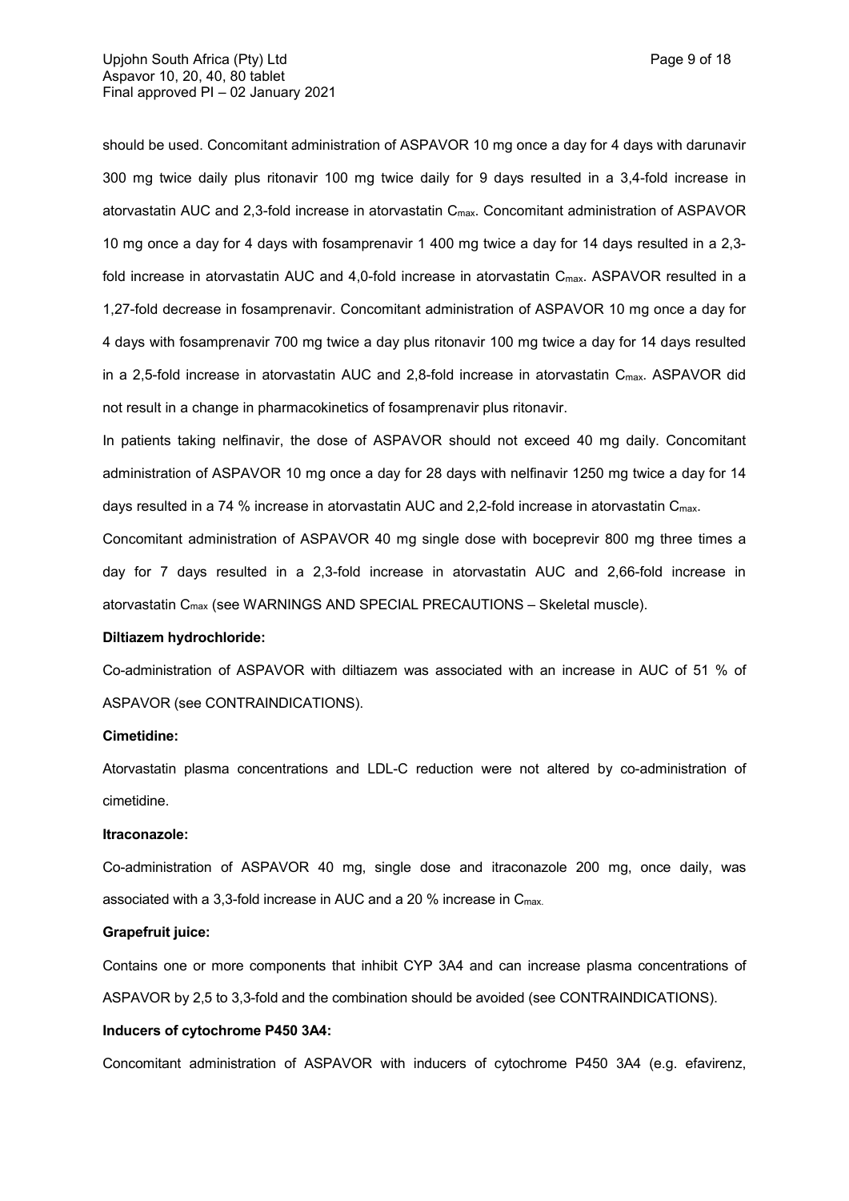should be used. Concomitant administration of ASPAVOR 10 mg once a day for 4 days with darunavir 300 mg twice daily plus ritonavir 100 mg twice daily for 9 days resulted in a 3,4-fold increase in atorvastatin AUC and 2,3-fold increase in atorvastatin $C_{max}$. Concomitant administration of ASPAVOR 10 mg once a day for 4 days with fosamprenavir 1 400 mg twice a day for 14 days resulted in a 2,3-fold increase in atorvastatin AUC and 4,0-fold increase in atorvastatin $C_{max}$. ASPAVOR resulted in a 1,27-fold decrease in fosamprenavir. Concomitant administration of ASPAVOR 10 mg once a day for 4 days with fosamprenavir 700 mg twice a day plus ritonavir 100 mg twice a day for 14 days resulted in a 2,5-fold increase in atorvastatin AUC and 2,8-fold increase in atorvastatin $C_{max}$. ASPAVOR did not result in a change in pharmacokinetics of fosamprenavir plus ritonavir.

In patients taking nelfinavir, the dose of ASPAVOR should not exceed 40 mg daily. Concomitant administration of ASPAVOR 10 mg once a day for 28 days with nelfinavir 1250 mg twice a day for 14 days resulted in a 74 % increase in atorvastatin AUC and 2,2-fold increase in atorvastatin $C_{max}$.

Concomitant administration of ASPAVOR 40 mg single dose with boceprevir 800 mg three times a day for 7 days resulted in a 2,3-fold increase in atorvastatin AUC and 2,66-fold increase in atorvastatin $C_{max}$ (see WARNINGS AND SPECIAL PRECAUTIONS – Skeletal muscle).

**Diltiazem hydrochloride:**

Co-administration of ASPAVOR with diltiazem was associated with an increase in AUC of 51 % of ASPAVOR (see CONTRAINDICATIONS).

**Cimetidine:**

Atorvastatin plasma concentrations and LDL-C reduction were not altered by co-administration of cimetidine.

**Itraconazole:**

Co-administration of ASPAVOR 40 mg, single dose and itraconazole 200 mg, once daily, was associated with a 3,3-fold increase in AUC and a 20 % increase in $C_{max}$.

**Grapefruit juice:**

Contains one or more components that inhibit CYP 3A4 and can increase plasma concentrations of ASPAVOR by 2,5 to 3,3-fold and the combination should be avoided (see CONTRAINDICATIONS).

**Inducers of cytochrome P450 3A4:**

Concomitant administration of ASPAVOR with inducers of cytochrome P450 3A4 (e.g. efavirenz,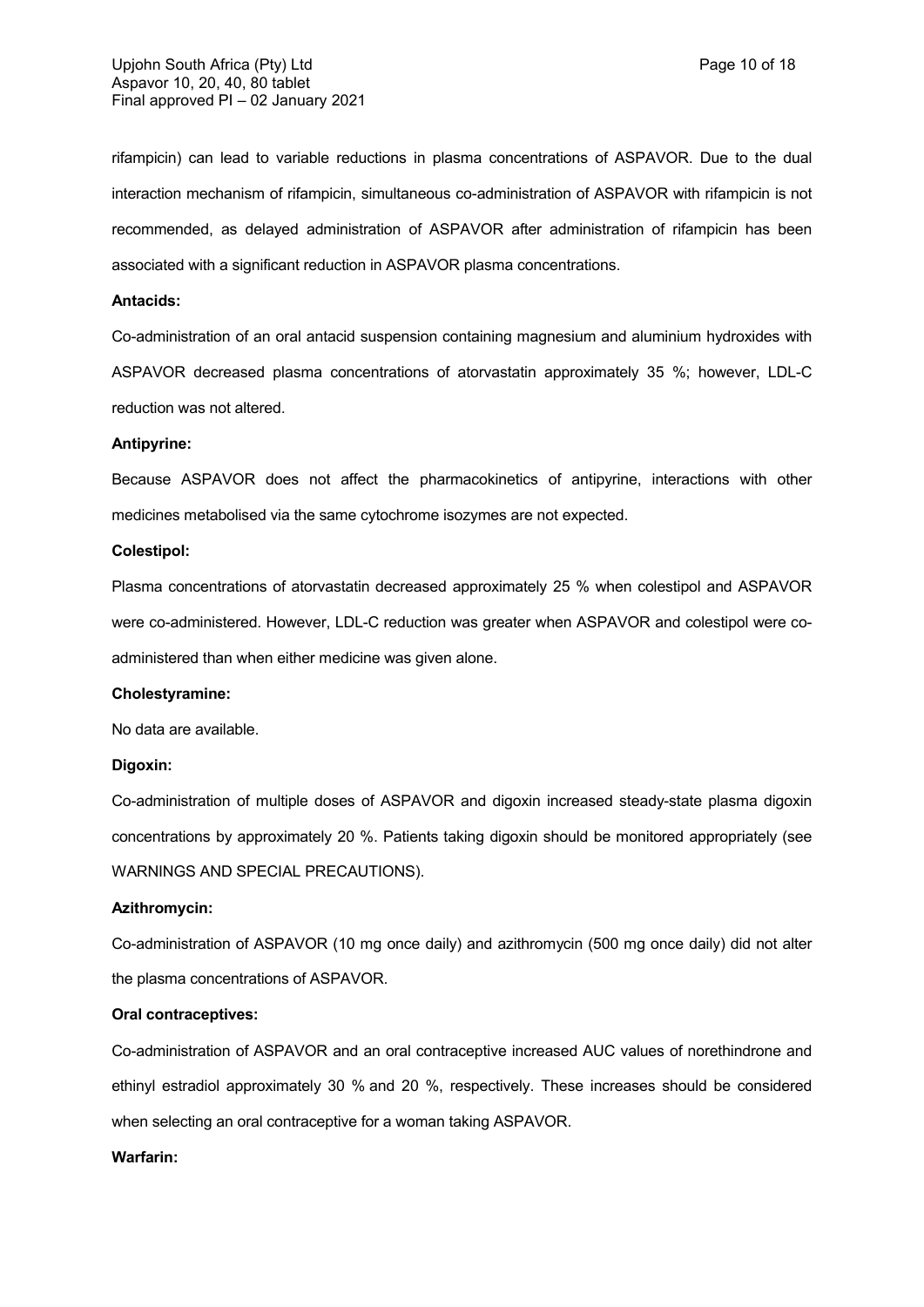rifampicin) can lead to variable reductions in plasma concentrations of ASPAVOR. Due to the dual interaction mechanism of rifampicin, simultaneous co-administration of ASPAVOR with rifampicin is not recommended, as delayed administration of ASPAVOR after administration of rifampicin has been associated with a significant reduction in ASPAVOR plasma concentrations.

**Antacids:**

Co-administration of an oral antacid suspension containing magnesium and aluminium hydroxides with ASPAVOR decreased plasma concentrations of atorvastatin approximately 35 %; however, LDL-C reduction was not altered.

**Antipyrine:**

Because ASPAVOR does not affect the pharmacokinetics of antipyrine, interactions with other medicines metabolised via the same cytochrome isozymes are not expected.

**Colestipol:**

Plasma concentrations of atorvastatin decreased approximately 25 % when colestipol and ASPAVOR were co-administered. However, LDL-C reduction was greater when ASPAVOR and colestipol were co-administered than when either medicine was given alone.

**Cholestyramine:**

No data are available.

**Digoxin:**

Co-administration of multiple doses of ASPAVOR and digoxin increased steady-state plasma digoxin concentrations by approximately 20 %. Patients taking digoxin should be monitored appropriately (see WARNINGS AND SPECIAL PRECAUTIONS).

**Azithromycin:**

Co-administration of ASPAVOR (10 mg once daily) and azithromycin (500 mg once daily) did not alter the plasma concentrations of ASPAVOR.

**Oral contraceptives:**

Co-administration of ASPAVOR and an oral contraceptive increased AUC values of norethindrone and ethinyl estradiol approximately 30 % and 20 %, respectively. These increases should be considered when selecting an oral contraceptive for a woman taking ASPAVOR.

**Warfarin:**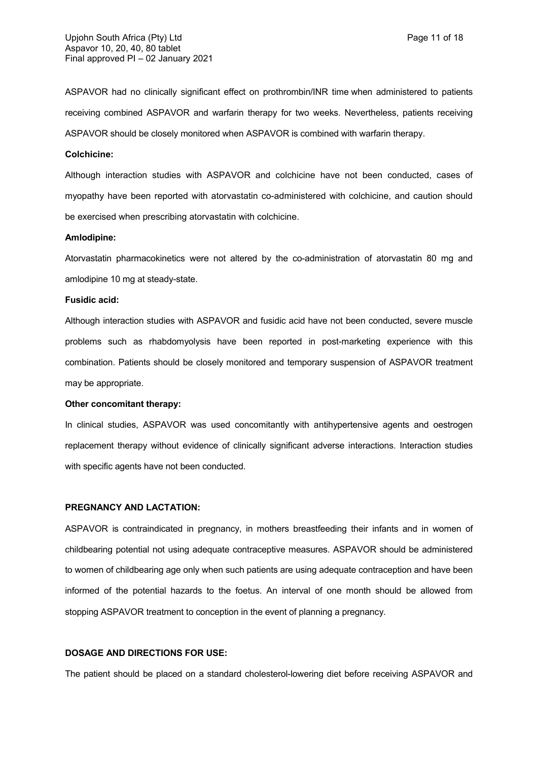ASPAVOR had no clinically significant effect on prothrombin/INR time when administered to patients receiving combined ASPAVOR and warfarin therapy for two weeks. Nevertheless, patients receiving ASPAVOR should be closely monitored when ASPAVOR is combined with warfarin therapy.

**Colchicine:**

Although interaction studies with ASPAVOR and colchicine have not been conducted, cases of myopathy have been reported with atorvastatin co-administered with colchicine, and caution should be exercised when prescribing atorvastatin with colchicine.

**Amlodipine:**

Atorvastatin pharmacokinetics were not altered by the co-administration of atorvastatin 80 mg and amlodipine 10 mg at steady-state.

**Fusidic acid:**

Although interaction studies with ASPAVOR and fusidic acid have not been conducted, severe muscle problems such as rhabdomyolysis have been reported in post-marketing experience with this combination. Patients should be closely monitored and temporary suspension of ASPAVOR treatment may be appropriate.

**Other concomitant therapy:**

In clinical studies, ASPAVOR was used concomitantly with antihypertensive agents and oestrogen replacement therapy without evidence of clinically significant adverse interactions. Interaction studies with specific agents have not been conducted.

**PREGNANCY AND LACTATION:**

ASPAVOR is contraindicated in pregnancy, in mothers breastfeeding their infants and in women of childbearing potential not using adequate contraceptive measures. ASPAVOR should be administered to women of childbearing age only when such patients are using adequate contraception and have been informed of the potential hazards to the foetus. An interval of one month should be allowed from stopping ASPAVOR treatment to conception in the event of planning a pregnancy.

**DOSAGE AND DIRECTIONS FOR USE:**

The patient should be placed on a standard cholesterol-lowering diet before receiving ASPAVOR and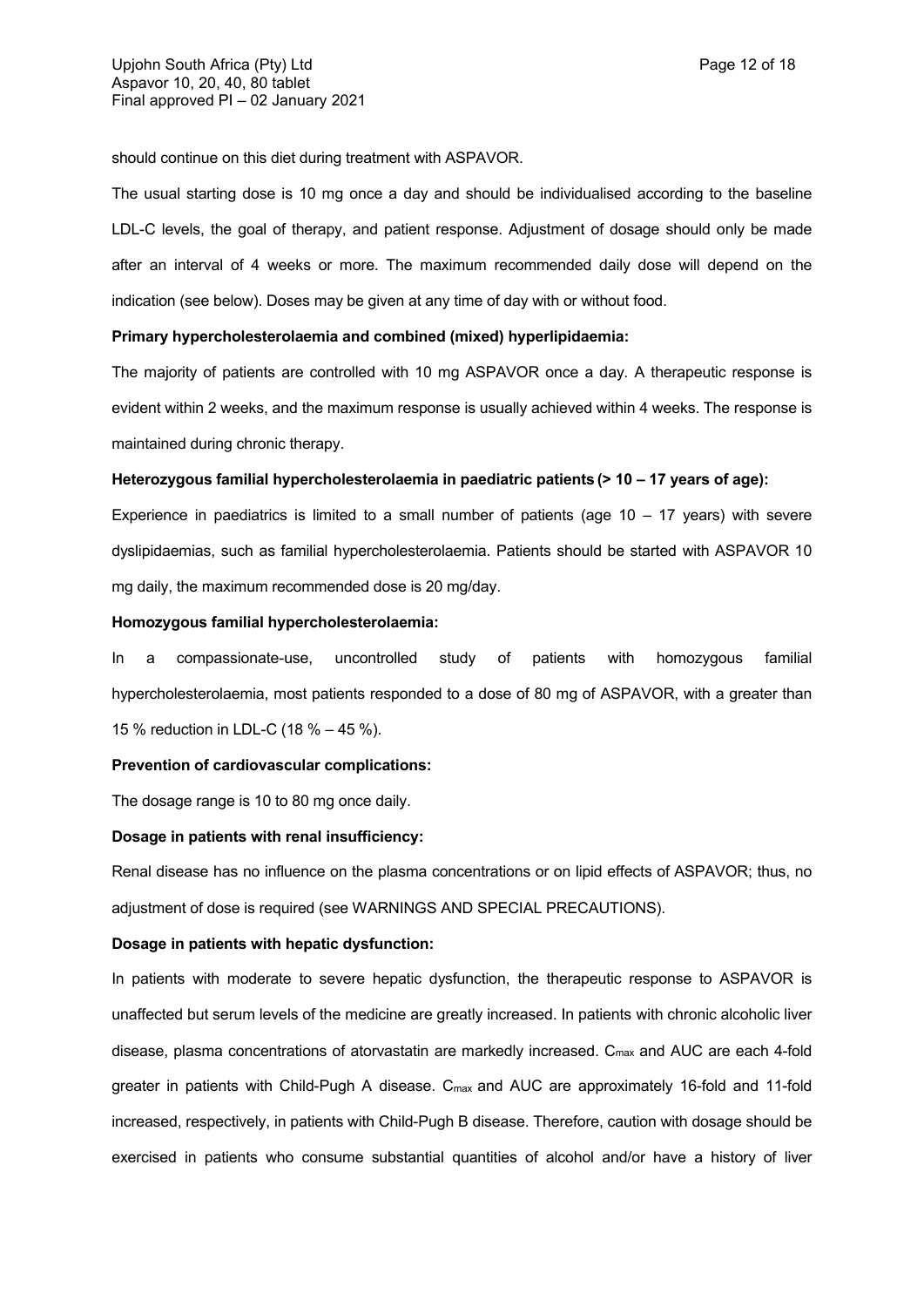should continue on this diet during treatment with ASPAVOR.

The usual starting dose is 10 mg once a day and should be individualised according to the baseline LDL-C levels, the goal of therapy, and patient response. Adjustment of dosage should only be made after an interval of 4 weeks or more. The maximum recommended daily dose will depend on the indication (see below). Doses may be given at any time of day with or without food.

**Primary hypercholesterolaemia and combined (mixed) hyperlipidaemia:**

The majority of patients are controlled with 10 mg ASPAVOR once a day. A therapeutic response is evident within 2 weeks, and the maximum response is usually achieved within 4 weeks. The response is maintained during chronic therapy.

**Heterozygous familial hypercholesterolaemia in paediatric patients (> 10 – 17 years of age):**

Experience in paediatrics is limited to a small number of patients (age 10 – 17 years) with severe dyslipidaemias, such as familial hypercholesterolaemia. Patients should be started with ASPAVOR 10 mg daily, the maximum recommended dose is 20 mg/day.

**Homozygous familial hypercholesterolaemia:**

In a compassionate-use, uncontrolled study of patients with homozygous familial hypercholesterolaemia, most patients responded to a dose of 80 mg of ASPAVOR, with a greater than 15 % reduction in LDL-C (18 % – 45 %).

**Prevention of cardiovascular complications:**

The dosage range is 10 to 80 mg once daily.

**Dosage in patients with renal insufficiency:**

Renal disease has no influence on the plasma concentrations or on lipid effects of ASPAVOR; thus, no adjustment of dose is required (see WARNINGS AND SPECIAL PRECAUTIONS).

**Dosage in patients with hepatic dysfunction:**

In patients with moderate to severe hepatic dysfunction, the therapeutic response to ASPAVOR is unaffected but serum levels of the medicine are greatly increased. In patients with chronic alcoholic liver disease, plasma concentrations of atorvastatin are markedly increased. $C_{max}$ and AUC are each 4-fold greater in patients with Child-Pugh A disease. $C_{max}$ and AUC are approximately 16-fold and 11-fold increased, respectively, in patients with Child-Pugh B disease. Therefore, caution with dosage should be exercised in patients who consume substantial quantities of alcohol and/or have a history of liver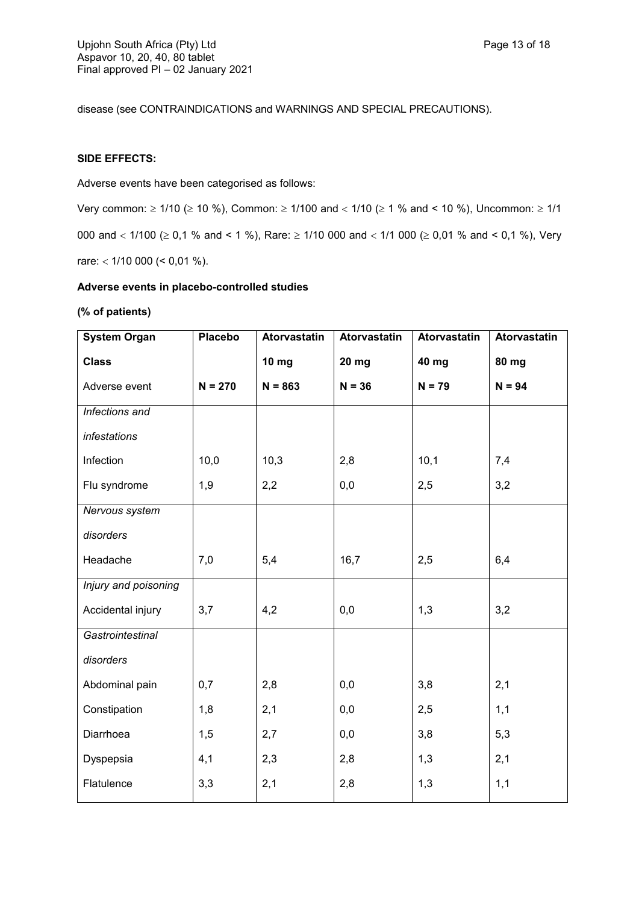disease (see CONTRAINDICATIONS and WARNINGS AND SPECIAL PRECAUTIONS).

**SIDE EFFECTS:**

Adverse events have been categorised as follows:

Very common: ≥ 1/10 (≥ 10 %), Common: ≥ 1/100 and < 1/10 (≥ 1 % and < 10 %), Uncommon: ≥ 1/1 000 and < 1/100 (≥ 0,1 % and < 1 %), Rare: ≥ 1/10 000 and < 1/1 000 (≥ 0,01 % and < 0,1 %), Very rare: < 1/10 000 (< 0,01 %).

**Adverse events in placebo-controlled studies**

**(% of patients)**

| **System Organ Class** Adverse event | **Placebo** **N = 270** | **Atorvastatin 10 mg** **N = 863** | **Atorvastatin 20 mg** **N = 36** | **Atorvastatin 40 mg** **N = 79** | **Atorvastatin 80 mg** **N = 94** |
|---|---|---|---|---|---|
| *Infections and infestations* | | | | | |
| Infection | 10,0 | 10,3 | 2,8 | 10,1 | 7,4 |
| Flu syndrome | 1,9 | 2,2 | 0,0 | 2,5 | 3,2 |
| *Nervous system disorders* | | | | | |
| Headache | 7,0 | 5,4 | 16,7 | 2,5 | 6,4 |
| *Injury and poisoning* | | | | | |
| Accidental injury | 3,7 | 4,2 | 0,0 | 1,3 | 3,2 |
| *Gastrointestinal disorders* | | | | | |
| Abdominal pain | 0,7 | 2,8 | 0,0 | 3,8 | 2,1 |
| Constipation | 1,8 | 2,1 | 0,0 | 2,5 | 1,1 |
| Diarrhoea | 1,5 | 2,7 | 0,0 | 3,8 | 5,3 |
| Dyspepsia | 4,1 | 2,3 | 2,8 | 1,3 | 2,1 |
| Flatulence | 3,3 | 2,1 | 2,8 | 1,3 | 1,1 |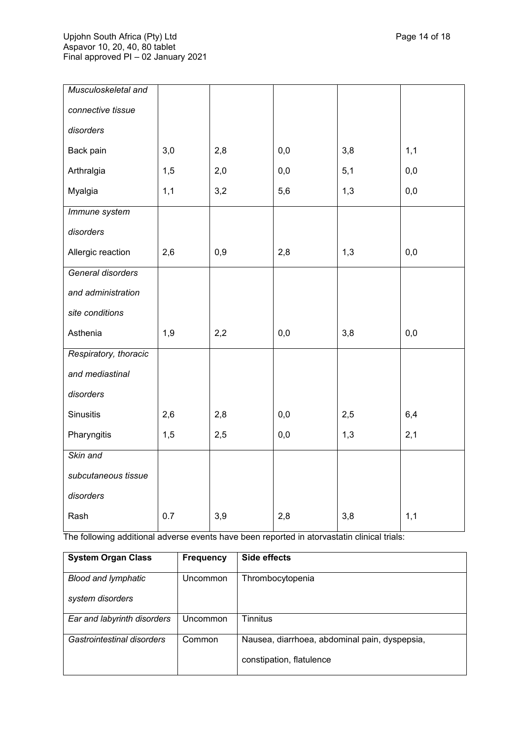| | | | | | |
|---|---|---|---|---|---|
| *Musculoskeletal and connective tissue disorders* | | | | | |
| Back pain | 3,0 | 2,8 | 0,0 | 3,8 | 1,1 |
| Arthralgia | 1,5 | 2,0 | 0,0 | 5,1 | 0,0 |
| Myalgia | 1,1 | 3,2 | 5,6 | 1,3 | 0,0 |
| *Immune system disorders* | | | | | |
| Allergic reaction | 2,6 | 0,9 | 2,8 | 1,3 | 0,0 |
| *General disorders and administration site conditions* | | | | | |
| Asthenia | 1,9 | 2,2 | 0,0 | 3,8 | 0,0 |
| *Respiratory, thoracic and mediastinal disorders* | | | | | |
| Sinusitis | 2,6 | 2,8 | 0,0 | 2,5 | 6,4 |
| Pharyngitis | 1,5 | 2,5 | 0,0 | 1,3 | 2,1 |
| *Skin and subcutaneous tissue disorders* | | | | | |
| Rash | 0.7 | 3,9 | 2,8 | 3,8 | 1,1 |

The following additional adverse events have been reported in atorvastatin clinical trials:

| **System Organ Class** | **Frequency** | **Side effects** |
|---|---|---|
| *Blood and lymphatic system disorders* | Uncommon | Thrombocytopenia |
| *Ear and labyrinth disorders* | Uncommon | Tinnitus |
| *Gastrointestinal disorders* | Common | Nausea, diarrhoea, abdominal pain, dyspepsia, constipation, flatulence |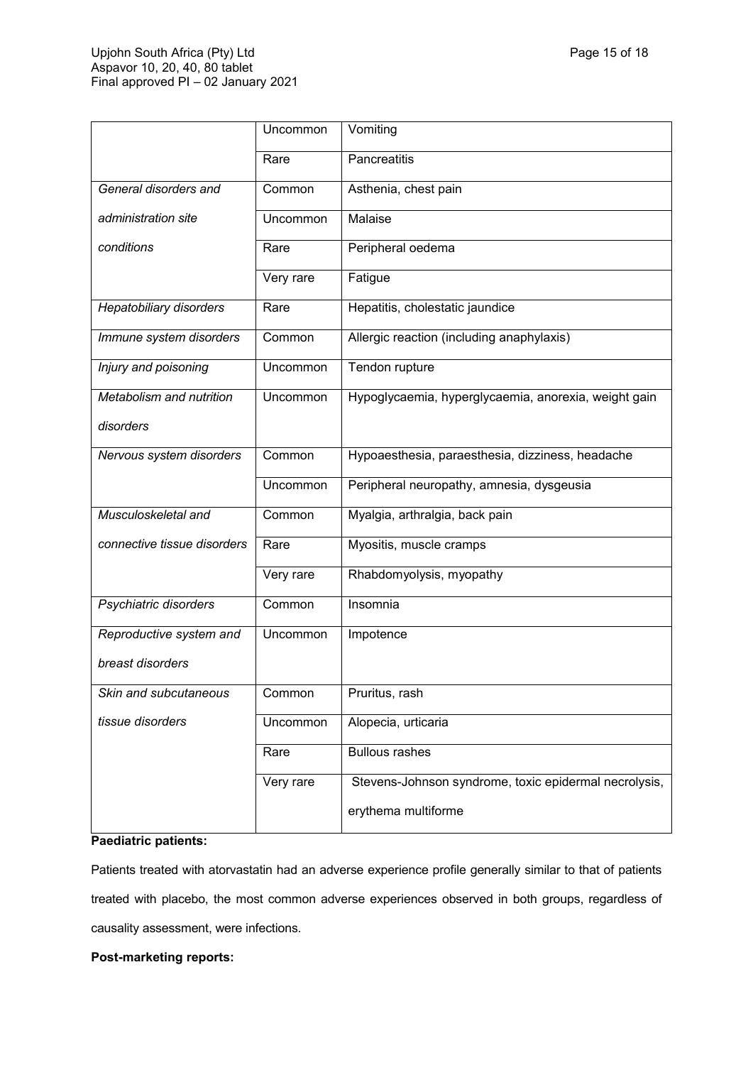| | | |
|---|---|---|
| | Uncommon | Vomiting |
| | Rare | Pancreatitis |
| *General disorders and administration site conditions* | Common | Asthenia, chest pain |
| | Uncommon | Malaise |
| | Rare | Peripheral oedema |
| | Very rare | Fatigue |
| *Hepatobiliary disorders* | Rare | Hepatitis, cholestatic jaundice |
| *Immune system disorders* | Common | Allergic reaction (including anaphylaxis) |
| *Injury and poisoning* | Uncommon | Tendon rupture |
| *Metabolism and nutrition disorders* | Uncommon | Hypoglycaemia, hyperglycaemia, anorexia, weight gain |
| *Nervous system disorders* | Common | Hypoaesthesia, paraesthesia, dizziness, headache |
| | Uncommon | Peripheral neuropathy, amnesia, dysgeusia |
| *Musculoskeletal and connective tissue disorders* | Common | Myalgia, arthralgia, back pain |
| | Rare | Myositis, muscle cramps |
| | Very rare | Rhabdomyolysis, myopathy |
| *Psychiatric disorders* | Common | Insomnia |
| *Reproductive system and breast disorders* | Uncommon | Impotence |
| *Skin and subcutaneous tissue disorders* | Common | Pruritus, rash |
| | Uncommon | Alopecia, urticaria |
| | Rare | Bullous rashes |
| | Very rare | Stevens-Johnson syndrome, toxic epidermal necrolysis, erythema multiforme |

**Paediatric patients:**

Patients treated with atorvastatin had an adverse experience profile generally similar to that of patients treated with placebo, the most common adverse experiences observed in both groups, regardless of causality assessment, were infections.

**Post-marketing reports:**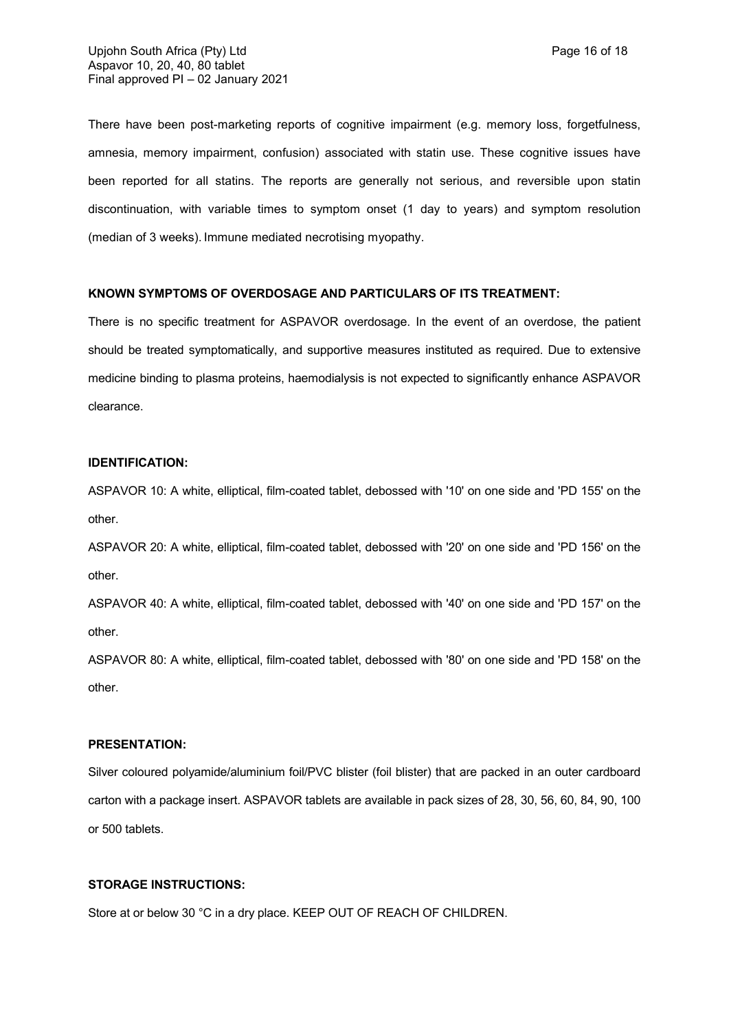There have been post-marketing reports of cognitive impairment (e.g. memory loss, forgetfulness, amnesia, memory impairment, confusion) associated with statin use. These cognitive issues have been reported for all statins. The reports are generally not serious, and reversible upon statin discontinuation, with variable times to symptom onset (1 day to years) and symptom resolution (median of 3 weeks). Immune mediated necrotising myopathy.

**KNOWN SYMPTOMS OF OVERDOSAGE AND PARTICULARS OF ITS TREATMENT:**

There is no specific treatment for ASPAVOR overdosage. In the event of an overdose, the patient should be treated symptomatically, and supportive measures instituted as required. Due to extensive medicine binding to plasma proteins, haemodialysis is not expected to significantly enhance ASPAVOR clearance.

**IDENTIFICATION:**

ASPAVOR 10: A white, elliptical, film-coated tablet, debossed with '10' on one side and 'PD 155' on the other.

ASPAVOR 20: A white, elliptical, film-coated tablet, debossed with '20' on one side and 'PD 156' on the other.

ASPAVOR 40: A white, elliptical, film-coated tablet, debossed with '40' on one side and 'PD 157' on the other.

ASPAVOR 80: A white, elliptical, film-coated tablet, debossed with '80' on one side and 'PD 158' on the other.

**PRESENTATION:**

Silver coloured polyamide/aluminium foil/PVC blister (foil blister) that are packed in an outer cardboard carton with a package insert. ASPAVOR tablets are available in pack sizes of 28, 30, 56, 60, 84, 90, 100 or 500 tablets.

**STORAGE INSTRUCTIONS:**

Store at or below 30 °C in a dry place. KEEP OUT OF REACH OF CHILDREN.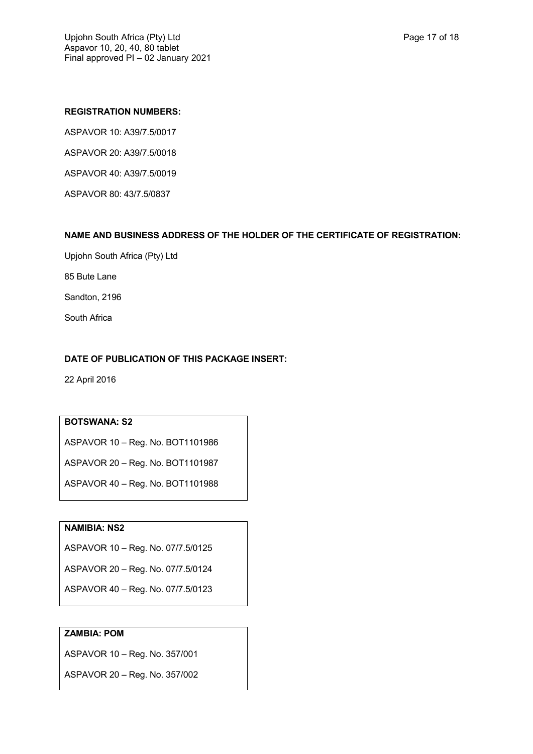**REGISTRATION NUMBERS:**

ASPAVOR 10: A39/7.5/0017

ASPAVOR 20: A39/7.5/0018

ASPAVOR 40: A39/7.5/0019

ASPAVOR 80: 43/7.5/0837

**NAME AND BUSINESS ADDRESS OF THE HOLDER OF THE CERTIFICATE OF REGISTRATION:**

Upjohn South Africa (Pty) Ltd

85 Bute Lane

Sandton, 2196

South Africa

**DATE OF PUBLICATION OF THIS PACKAGE INSERT:**

22 April 2016

**BOTSWANA: S2**

ASPAVOR 10 – Reg. No. BOT1101986

ASPAVOR 20 – Reg. No. BOT1101987

ASPAVOR 40 – Reg. No. BOT1101988

**NAMIBIA: NS2**

ASPAVOR 10 – Reg. No. 07/7.5/0125

ASPAVOR 20 – Reg. No. 07/7.5/0124

ASPAVOR 40 – Reg. No. 07/7.5/0123

**ZAMBIA: POM**

ASPAVOR 10 – Reg. No. 357/001

ASPAVOR 20 – Reg. No. 357/002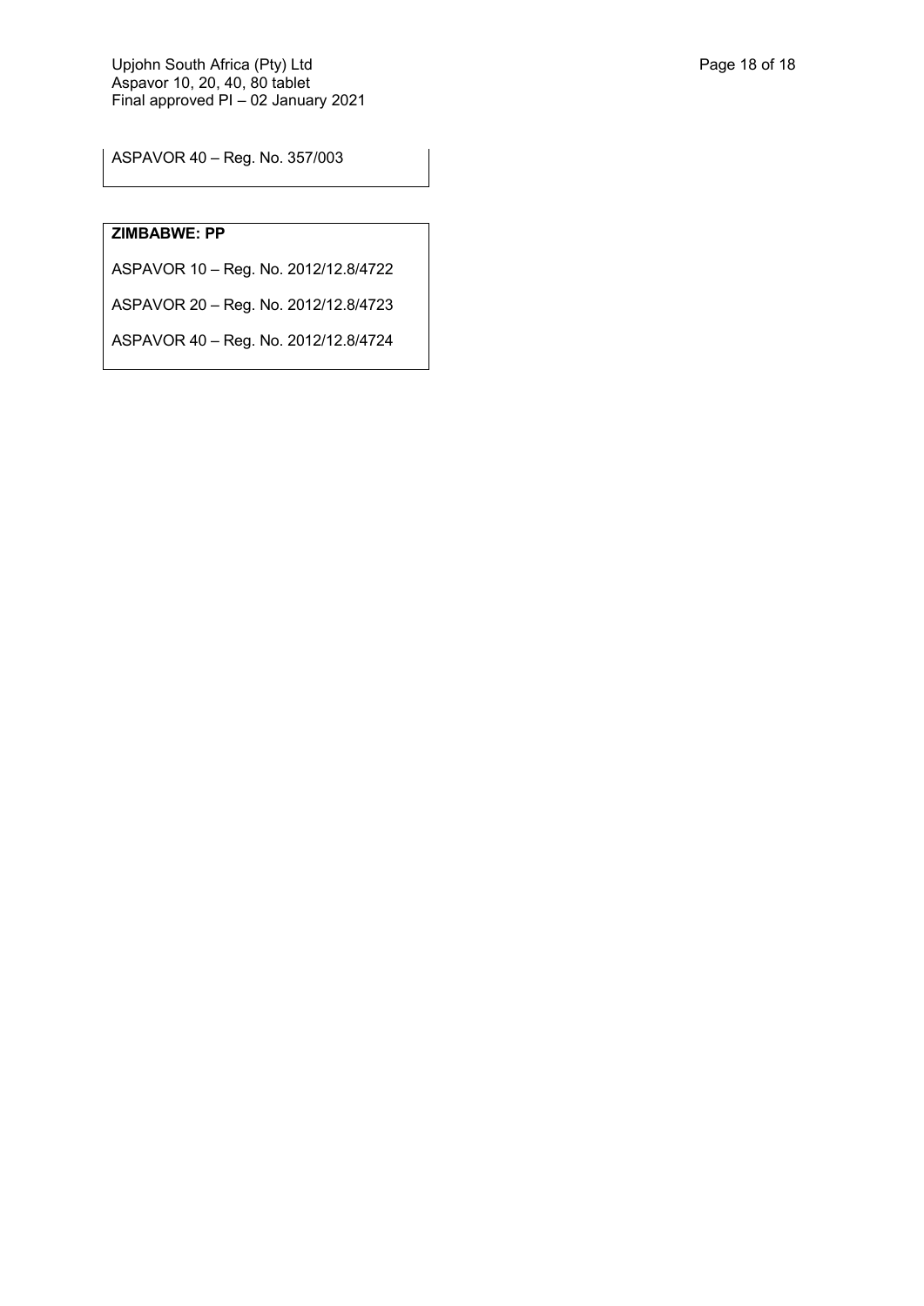ASPAVOR 40 – Reg. No. 357/003

**ZIMBABWE: PP**

ASPAVOR 10 – Reg. No. 2012/12.8/4722

ASPAVOR 20 – Reg. No. 2012/12.8/4723

ASPAVOR 40 – Reg. No. 2012/12.8/4724